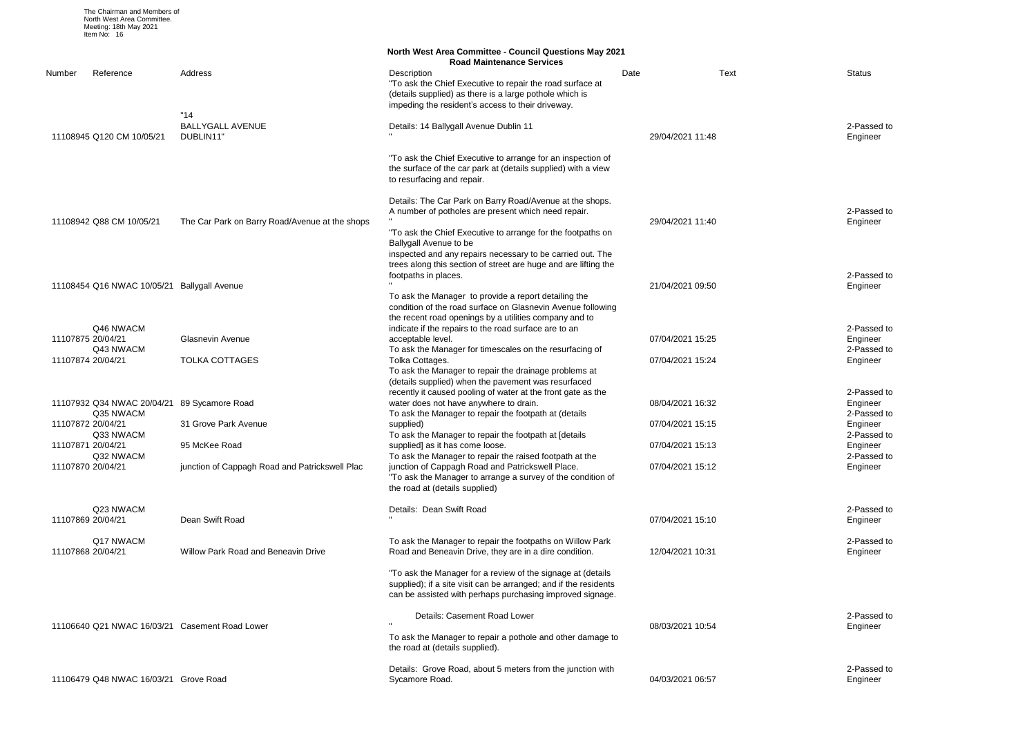The Chairman and Members of
North West Area Committee.
Meeting: 18th May 2021
Item No: 16

## North West Area Committee - Council Questions May 2021
### Road Maintenance Services

| Number | Reference | Address | Description | Date | Text | Status |
|---|---|---|---|---|---|---|
| 11108945 | Q120 CM 10/05/21 | "14 BALLYGALL AVENUE DUBLIN11" | "To ask the Chief Executive to repair the road surface at (details supplied) as there is a large pothole which is impeding the resident's access to their driveway. Details: 14 Ballygall Avenue Dublin 11 " | 29/04/2021 11:48 | | 2-Passed to Engineer |
| 11108942 | Q88 CM 10/05/21 | The Car Park on Barry Road/Avenue at the shops | "To ask the Chief Executive to arrange for an inspection of the surface of the car park at (details supplied) with a view to resurfacing and repair. Details: The Car Park on Barry Road/Avenue at the shops. A number of potholes are present which need repair. " | 29/04/2021 11:40 | | 2-Passed to Engineer |
| 11108454 | Q16 NWAC 10/05/21 | Ballygall Avenue | "To ask the Chief Executive to arrange for the footpaths on Ballygall Avenue to be inspected and any repairs necessary to be carried out. The trees along this section of street are huge and are lifting the footpaths in places. " | 21/04/2021 09:50 | | 2-Passed to Engineer |
| 11107875 | Q46 NWACM 20/04/21 | Glasnevin Avenue | To ask the Manager to provide a report detailing the condition of the road surface on Glasnevin Avenue following the recent road openings by a utilities company and to indicate if the repairs to the road surface are to an acceptable level. | 07/04/2021 15:25 | | 2-Passed to Engineer |
| 11107874 | Q43 NWACM 20/04/21 | TOLKA COTTAGES | To ask the Manager for timescales on the resurfacing of Tolka Cottages. | 07/04/2021 15:24 | | 2-Passed to Engineer |
| 11107932 | Q34 NWAC 20/04/21 | 89 Sycamore Road | To ask the Manager to repair the drainage problems at (details supplied) when the pavement was resurfaced recently it caused pooling of water at the front gate as the water does not have anywhere to drain. | 08/04/2021 16:32 | | 2-Passed to Engineer |
| 11107872 | Q35 NWACM 20/04/21 | 31 Grove Park Avenue | To ask the Manager to repair the footpath at (details supplied) | 07/04/2021 15:15 | | 2-Passed to Engineer |
| 11107871 | Q33 NWACM 20/04/21 | 95 McKee Road | To ask the Manager to repair the footpath at [details supplied] as it has come loose. | 07/04/2021 15:13 | | 2-Passed to Engineer |
| 11107870 | Q32 NWACM 20/04/21 | junction of Cappagh Road and Patrickswell Plac | To ask the Manager to repair the raised footpath at the junction of Cappagh Road and Patrickswell Place. | 07/04/2021 15:12 | | 2-Passed to Engineer |
| 11107869 | Q23 NWACM 20/04/21 | Dean Swift Road | "To ask the Manager to arrange a survey of the condition of the road at (details supplied) Details: Dean Swift Road " | 07/04/2021 15:10 | | 2-Passed to Engineer |
| 11107868 | Q17 NWACM 20/04/21 | Willow Park Road and Beneavin Drive | To ask the Manager to repair the footpaths on Willow Park Road and Beneavin Drive, they are in a dire condition. | 12/04/2021 10:31 | | 2-Passed to Engineer |
| 11106640 | Q21 NWAC 16/03/21 | Casement Road Lower | "To ask the Manager for a review of the signage at (details supplied); if a site visit can be arranged; and if the residents can be assisted with perhaps purchasing improved signage. Details: Casement Road Lower " | 08/03/2021 10:54 | | 2-Passed to Engineer |
| 11106479 | Q48 NWAC 16/03/21 | Grove Road | To ask the Manager to repair a pothole and other damage to the road at (details supplied). Details: Grove Road, about 5 meters from the junction with Sycamore Road. | 04/03/2021 06:57 | | 2-Passed to Engineer |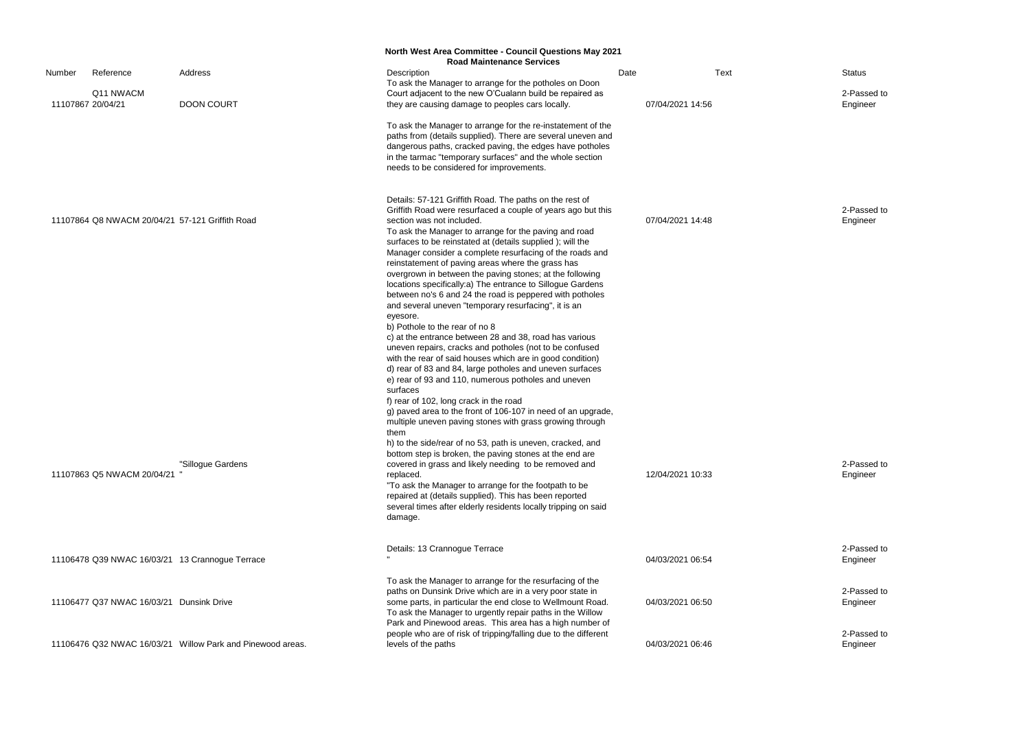# North West Area Committee - Council Questions May 2021

## Road Maintenance Services

| Number | Reference | Address | Description | Date | Text | Status |
|---|---|---|---|---|---|---|
| 11107867 | Q11 NWACM 20/04/21 | DOON COURT | To ask the Manager to arrange for the potholes on Doon Court adjacent to the new O'Cualann build be repaired as they are causing damage to peoples cars locally. | 07/04/2021 14:56 | | 2-Passed to Engineer |
| 11107864 | Q8 NWACM 20/04/21 | 57-121 Griffith Road | To ask the Manager to arrange for the re-instatement of the paths from (details supplied). There are several uneven and dangerous paths, cracked paving, the edges have potholes in the tarmac "temporary surfaces" and the whole section needs to be considered for improvements. Details: 57-121 Griffith Road. The paths on the rest of Griffith Road were resurfaced a couple of years ago but this section was not included. | 07/04/2021 14:48 | | 2-Passed to Engineer |
| 11107863 | Q5 NWACM 20/04/21 | "Sillogue Gardens " | To ask the Manager to arrange for the paving and road surfaces to be reinstated at (details supplied ); will the Manager consider a complete resurfacing of the roads and reinstatement of paving areas where the grass has overgrown in between the paving stones; at the following locations specifically:a) The entrance to Sillogue Gardens between no's 6 and 24 the road is peppered with potholes and several uneven "temporary resurfacing", it is an eyesore.<br>b) Pothole to the rear of no 8<br>c) at the entrance between 28 and 38, road has various uneven repairs, cracks and potholes (not to be confused with the rear of said houses which are in good condition)<br>d) rear of 83 and 84, large potholes and uneven surfaces<br>e) rear of 93 and 110, numerous potholes and uneven surfaces<br>f) rear of 102, long crack in the road<br>g) paved area to the front of 106-107 in need of an upgrade, multiple uneven paving stones with grass growing through them<br>h) to the side/rear of no 53, path is uneven, cracked, and bottom step is broken, the paving stones at the end are covered in grass and likely needing to be removed and replaced. | 12/04/2021 10:33 | | 2-Passed to Engineer |
| 11106478 | Q39 NWAC 16/03/21 | 13 Crannogue Terrace | "To ask the Manager to arrange for the footpath to be repaired at (details supplied). This has been reported several times after elderly residents locally tripping on said damage.<br>Details: 13 Crannogue Terrace<br>" | 04/03/2021 06:54 | | 2-Passed to Engineer |
| 11106477 | Q37 NWAC 16/03/21 | Dunsink Drive | To ask the Manager to arrange for the resurfacing of the paths on Dunsink Drive which are in a very poor state in some parts, in particular the end close to Wellmount Road. | 04/03/2021 06:50 | | 2-Passed to Engineer |
| 11106476 | Q32 NWAC 16/03/21 | Willow Park and Pinewood areas. | To ask the Manager to urgently repair paths in the Willow Park and Pinewood areas. This area has a high number of people who are of risk of tripping/falling due to the different levels of the paths | 04/03/2021 06:46 | | 2-Passed to Engineer |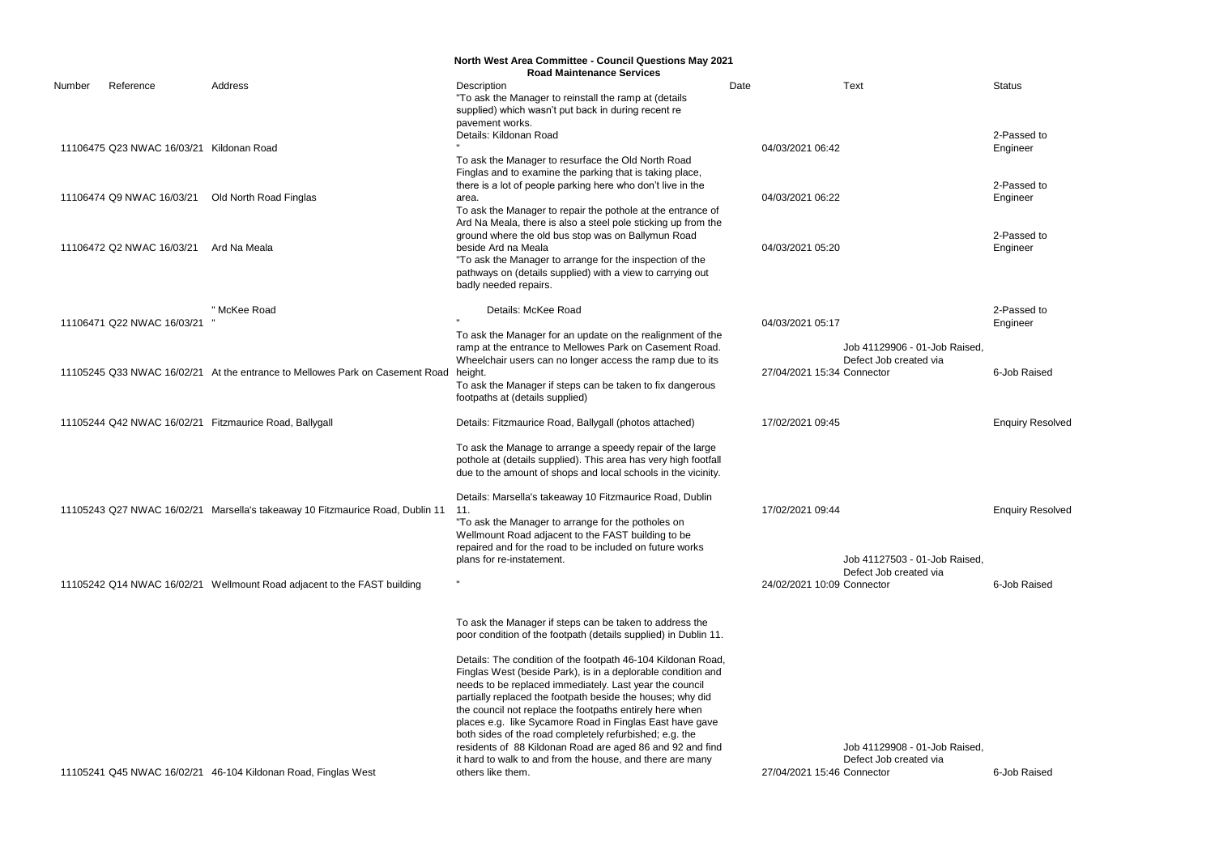**North West Area Committee - Council Questions May 2021**
**Road Maintenance Services**

| Number | Reference | Address | Description | Date | Text | Status |
|---|---|---|---|---|---|---|
| 11106475 | Q23 NWAC 16/03/21 | Kildonan Road | "To ask the Manager to reinstall the ramp at (details supplied) which wasn't put back in during recent re pavement works. Details: Kildonan Road " | 04/03/2021 06:42 | | 2-Passed to Engineer |
| 11106474 | Q9 NWAC 16/03/21 | Old North Road Finglas | To ask the Manager to resurface the Old North Road Finglas and to examine the parking that is taking place, there is a lot of people parking here who don't live in the area. | 04/03/2021 06:22 | | 2-Passed to Engineer |
| 11106472 | Q2 NWAC 16/03/21 | Ard Na Meala | To ask the Manager to repair the pothole at the entrance of Ard Na Meala, there is also a steel pole sticking up from the ground where the old bus stop was on Ballymun Road beside Ard na Meala | 04/03/2021 05:20 | | 2-Passed to Engineer |
| 11106471 | Q22 NWAC 16/03/21 " | " McKee Road | "To ask the Manager to arrange for the inspection of the pathways on (details supplied) with a view to carrying out badly needed repairs. Details: McKee Road " | 04/03/2021 05:17 | | 2-Passed to Engineer |
| 11105245 | Q33 NWAC 16/02/21 | At the entrance to Mellowes Park on Casement Road | To ask the Manager for an update on the realignment of the ramp at the entrance to Mellowes Park on Casement Road. Wheelchair users can no longer access the ramp due to its height. | 27/04/2021 15:34 | Job 41129906 - 01-Job Raised, Defect Job created via Connector | 6-Job Raised |
| 11105244 | Q42 NWAC 16/02/21 | Fitzmaurice Road, Ballygall | To ask the Manager if steps can be taken to fix dangerous footpaths at (details supplied) Details: Fitzmaurice Road, Ballygall (photos attached) | 17/02/2021 09:45 | | Enquiry Resolved |
| 11105243 | Q27 NWAC 16/02/21 | Marsella's takeaway 10 Fitzmaurice Road, Dublin 11 | To ask the Manage to arrange a speedy repair of the large pothole at (details supplied). This area has very high footfall due to the amount of shops and local schools in the vicinity. Details: Marsella's takeaway 10 Fitzmaurice Road, Dublin 11. | 17/02/2021 09:44 | | Enquiry Resolved |
| 11105242 | Q14 NWAC 16/02/21 | Wellmount Road adjacent to the FAST building | "To ask the Manager to arrange for the potholes on Wellmount Road adjacent to the FAST building to be repaired and for the road to be included on future works plans for re-instatement. " | 24/02/2021 10:09 | Job 41127503 - 01-Job Raised, Defect Job created via Connector | 6-Job Raised |
| 11105241 | Q45 NWAC 16/02/21 | 46-104 Kildonan Road, Finglas West | To ask the Manager if steps can be taken to address the poor condition of the footpath (details supplied) in Dublin 11. Details: The condition of the footpath 46-104 Kildonan Road, Finglas West (beside Park), is in a deplorable condition and needs to be replaced immediately. Last year the council partially replaced the footpath beside the houses; why did the council not replace the footpaths entirely here when places e.g. like Sycamore Road in Finglas East have gave both sides of the road completely refurbished; e.g. the residents of 88 Kildonan Road are aged 86 and 92 and find it hard to walk to and from the house, and there are many others like them. | 27/04/2021 15:46 | Job 41129908 - 01-Job Raised, Defect Job created via Connector | 6-Job Raised |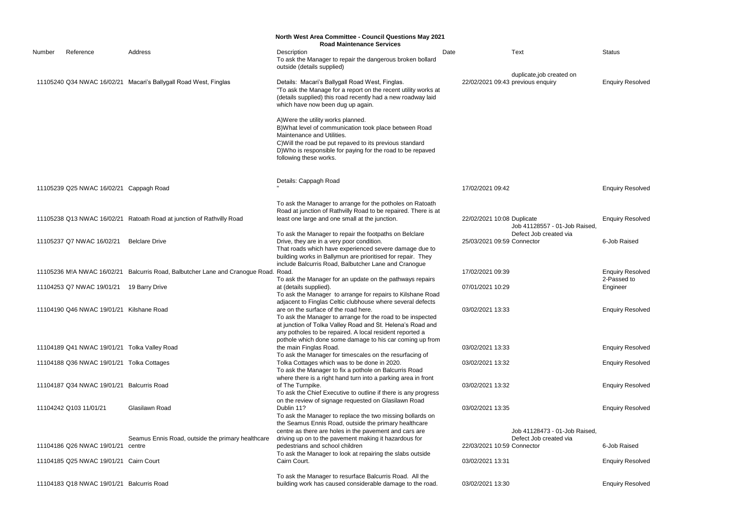# North West Area Committee - Council Questions May 2021

## Road Maintenance Services

| Number | Reference | Address | Description | Date | Text | Status |
|---|---|---|---|---|---|---|
| 11105240 | Q34 NWAC 16/02/21 | Macari's Ballygall Road West, Finglas | To ask the Manager to repair the dangerous broken bollard outside (details supplied) Details: Macari's Ballygall Road West, Finglas. | 22/02/2021 09:43 | duplicate,job created on previous enquiry | Enquiry Resolved |
| 11105239 | Q25 NWAC 16/02/21 | Cappagh Road | "To ask the Manage for a report on the recent utility works at (details supplied) this road recently had a new roadway laid which have now been dug up again. A)Were the utility works planned. B)What level of communication took place between Road Maintenance and Utilities. C)Will the road be put repaved to its previous standard D)Who is responsible for paying for the road to be repaved following these works. Details: Cappagh Road " | 17/02/2021 09:42 | | Enquiry Resolved |
| 11105238 | Q13 NWAC 16/02/21 | Ratoath Road at junction of Rathvilly Road | To ask the Manager to arrange for the potholes on Ratoath Road at junction of Rathvilly Road to be repaired. There is at least one large and one small at the junction. | 22/02/2021 10:08 | Duplicate | Enquiry Resolved |
| 11105237 | Q7 NWAC 16/02/21 | Belclare Drive | To ask the Manager to repair the footpaths on Belclare Drive, they are in a very poor condition. | 25/03/2021 09:59 | Job 41128557 - 01-Job Raised, Defect Job created via Connector | 6-Job Raised |
| 11105236 | M!A NWAC 16/02/21 | Balcurris Road, Balbutcher Lane and Cranogue Road. | That roads which have experienced severe damage due to building works in Ballymun are prioritised for repair. They include Balcurris Road, Balbutcher Lane and Cranogue Road. | 17/02/2021 09:39 | | Enquiry Resolved |
| 11104253 | Q7 NWAC 19/01/21 | 19 Barry Drive | To ask the Manager for an update on the pathways repairs at (details supplied). | 07/01/2021 10:29 | | 2-Passed to Engineer |
| 11104190 | Q46 NWAC 19/01/21 | Kilshane Road | To ask the Manager to arrange for repairs to Kilshane Road adjacent to Finglas Celtic clubhouse where several defects are on the surface of the road here. | 03/02/2021 13:33 | | Enquiry Resolved |
| 11104189 | Q41 NWAC 19/01/21 | Tolka Valley Road | To ask the Manager to arrange for the road to be inspected at junction of Tolka Valley Road and St. Helena's Road and any potholes to be repaired. A local resident reported a pothole which done some damage to his car coming up from the main Finglas Road. | 03/02/2021 13:33 | | Enquiry Resolved |
| 11104188 | Q36 NWAC 19/01/21 | Tolka Cottages | To ask the Manager for timescales on the resurfacing of Tolka Cottages which was to be done in 2020. | 03/02/2021 13:32 | | Enquiry Resolved |
| 11104187 | Q34 NWAC 19/01/21 | Balcurris Road | To ask the Manager to fix a pothole on Balcurris Road where there is a right hand turn into a parking area in front of The Turnpike. | 03/02/2021 13:32 | | Enquiry Resolved |
| 11104242 | Q103 11/01/21 | Glasilawn Road | To ask the Chief Executive to outline if there is any progress on the review of signage requested on Glasilawn Road Dublin 11? | 03/02/2021 13:35 | | Enquiry Resolved |
| 11104186 | Q26 NWAC 19/01/21 | Seamus Ennis Road, outside the primary healthcare centre | To ask the Manager to replace the two missing bollards on the Seamus Ennis Road, outside the primary healthcare centre as there are holes in the pavement and cars are driving up on to the pavement making it hazardous for pedestrians and school children | 22/03/2021 10:59 | Job 41128473 - 01-Job Raised, Defect Job created via Connector | 6-Job Raised |
| 11104185 | Q25 NWAC 19/01/21 | Cairn Court | To ask the Manager to look at repairing the slabs outside Cairn Court. | 03/02/2021 13:31 | | Enquiry Resolved |
| 11104183 | Q18 NWAC 19/01/21 | Balcurris Road | To ask the Manager to resurface Balcurris Road. All the building work has caused considerable damage to the road. | 03/02/2021 13:30 | | Enquiry Resolved |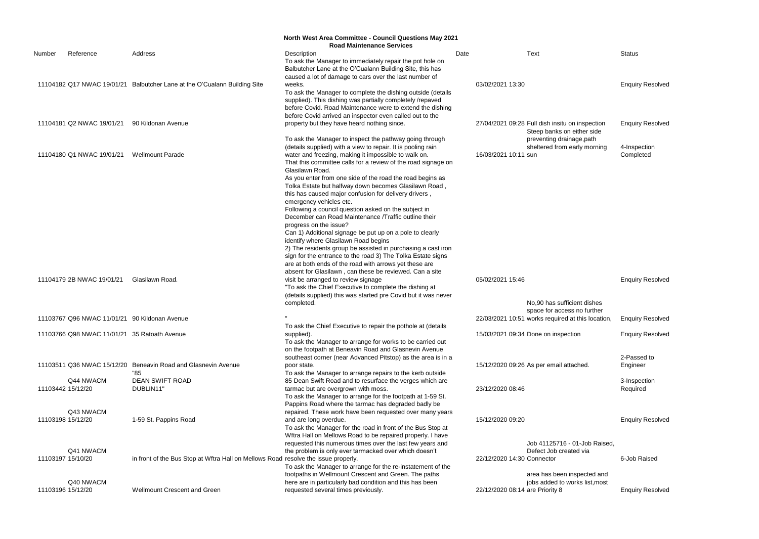# North West Area Committee - Council Questions May 2021

## Road Maintenance Services

| Number | Reference | Address | Description | Date | Text | Status |
|---|---|---|---|---|---|---|
| 11104182 | Q17 NWAC 19/01/21 | Balbutcher Lane at the O'Cualann Building Site | To ask the Manager to immediately repair the pot hole on Balbutcher Lane at the O'Cualann Building Site, this has caused a lot of damage to cars over the last number of weeks. | 03/02/2021 13:30 | | Enquiry Resolved |
| 11104181 | Q2 NWAC 19/01/21 | 90 Kildonan Avenue | To ask the Manager to complete the dishing outside (details supplied). This dishing was partially completely /repaved before Covid. Road Maintenance were to extend the dishing before Covid arrived an inspector even called out to the property but they have heard nothing since. | 27/04/2021 09:28 | Full dish insitu on inspection | Enquiry Resolved |
| 11104180 | Q1 NWAC 19/01/21 | Wellmount Parade | To ask the Manager to inspect the pathway going through (details supplied) with a view to repair. It is pooling rain water and freezing, making it impossible to walk on. | 16/03/2021 10:11 | Steep banks on either side preventing drainage,path sheltered from early morning sun | 4-Inspection Completed |
| 11104179 | 2B NWAC 19/01/21 | Glasilawn Road. | That this committee calls for a review of the road signage on Glasilawn Road.<br>As you enter from one side of the road the road begins as Tolka Estate but halfway down becomes Glasilawn Road , this has caused major confusion for delivery drivers , emergency vehicles etc.<br>Following a council question asked on the subject in December can Road Maintenance /Traffic outline their progress on the issue?<br>Can 1) Additional signage be put up on a pole to clearly identify where Glasilawn Road begins<br>2) The residents group be assisted in purchasing a cast iron sign for the entrance to the road 3) The Tolka Estate signs are at both ends of the road with arrows yet these are absent for Glasilawn , can these be reviewed. Can a site visit be arranged to review signage | 05/02/2021 15:46 | | Enquiry Resolved |
| 11103767 | Q96 NWAC 11/01/21 | 90 Kildonan Avenue | "To ask the Chief Executive to complete the dishing at (details supplied) this was started pre Covid but it was never completed.<br>" | 22/03/2021 10:51 | No,90 has sufficient dishes space for access no further works required at this location, | Enquiry Resolved |
| 11103766 | Q98 NWAC 11/01/21 | 35 Ratoath Avenue | To ask the Chief Executive to repair the pothole at (details supplied). | 15/03/2021 09:34 | Done on inspection | Enquiry Resolved |
| 11103511 | Q36 NWAC 15/12/20 | Beneavin Road and Glasnevin Avenue | To ask the Manager to arrange for works to be carried out on the footpath at Beneavin Road and Glasnevin Avenue southeast corner (near Advanced Pitstop) as the area is in a poor state. | 15/12/2020 09:26 | As per email attached. | 2-Passed to Engineer |
| 11103442 | Q44 NWACM 15/12/20 | "85<br>DEAN SWIFT ROAD<br>DUBLIN11" | To ask the Manager to arrange repairs to the kerb outside 85 Dean Swift Road and to resurface the verges which are tarmac but are overgrown with moss. | 23/12/2020 08:46 | | 3-Inspection Required |
| 11103198 | Q43 NWACM 15/12/20 | 1-59 St. Pappins Road | To ask the Manager to arrange for the footpath at 1-59 St. Pappins Road where the tarmac has degraded badly be repaired. These work have been requested over many years and are long overdue. | 15/12/2020 09:20 | | Enquiry Resolved |
| 11103197 | Q41 NWACM 15/10/20 | in front of the Bus Stop at Wftra Hall on Mellows Road | To ask the Manager for the road in front of the Bus Stop at Wftra Hall on Mellows Road to be repaired properly. I have requested this numerous times over the last few years and the problem is only ever tarmacked over which doesn't resolve the issue properly. | 22/12/2020 14:30 | Job 41125716 - 01-Job Raised, Defect Job created via Connector | 6-Job Raised |
| 11103196 | Q40 NWACM 15/12/20 | Wellmount Crescent and Green | To ask the Manager to arrange for the re-instatement of the footpaths in Wellmount Crescent and Green. The paths here are in particularly bad condition and this has been requested several times previously. | 22/12/2020 08:14 | area has been inspected and jobs added to works list,most are Priority 8 | Enquiry Resolved |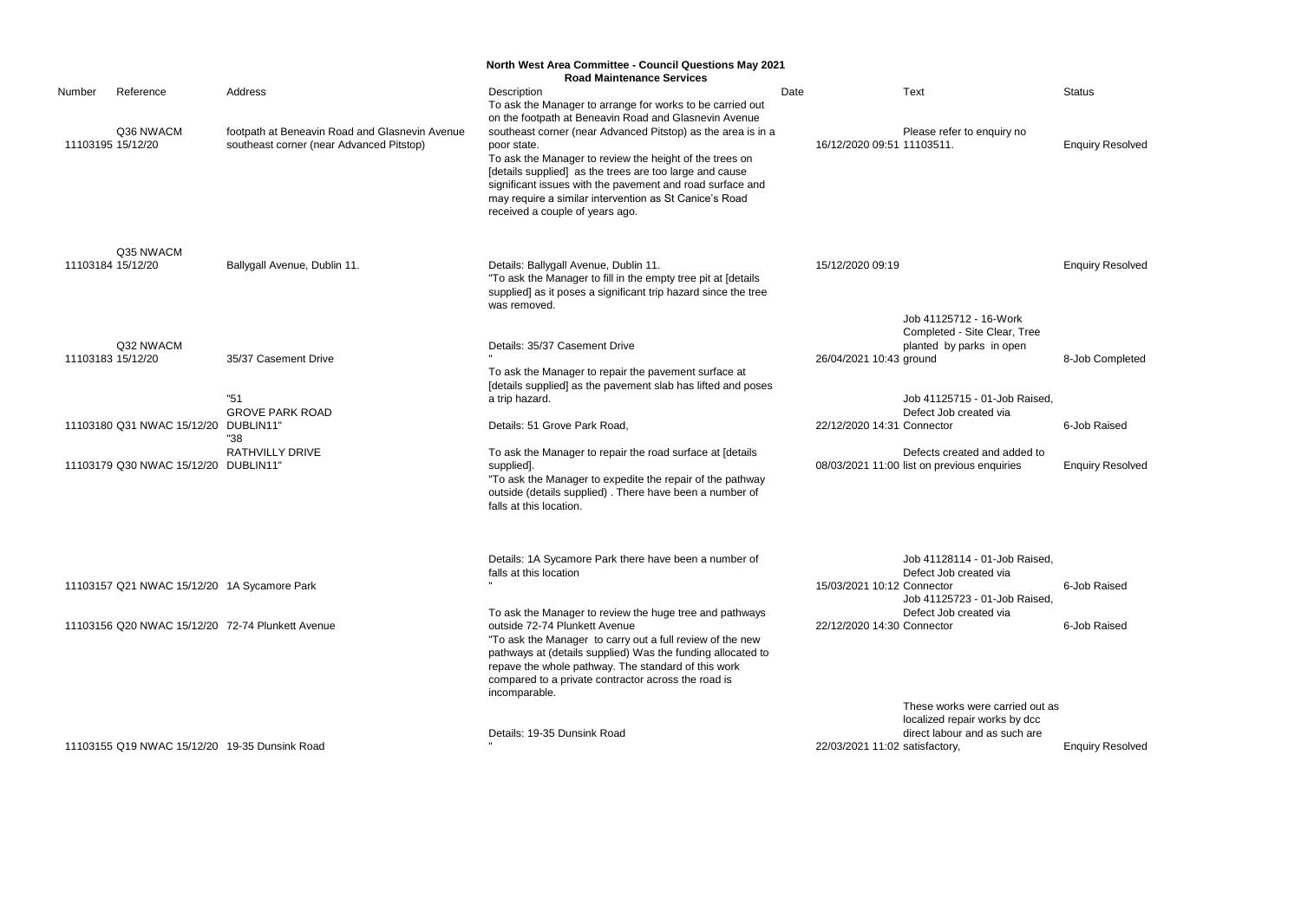# North West Area Committee - Council Questions May 2021

## Road Maintenance Services

| Number | Reference | Address | Description | Date | Text | Status |
|---|---|---|---|---|---|---|
| 11103195 | Q36 NWACM 15/12/20 | footpath at Beneavin Road and Glasnevin Avenue southeast corner (near Advanced Pitstop) | To ask the Manager to arrange for works to be carried out on the footpath at Beneavin Road and Glasnevin Avenue southeast corner (near Advanced Pitstop) as the area is in a poor state. To ask the Manager to review the height of the trees on [details supplied] as the trees are too large and cause significant issues with the pavement and road surface and may require a similar intervention as St Canice's Road received a couple of years ago. | 16/12/2020 09:51 | Please refer to enquiry no 11103511. | Enquiry Resolved |
| 11103184 | Q35 NWACM 15/12/20 | Ballygall Avenue, Dublin 11. | Details: Ballygall Avenue, Dublin 11. "To ask the Manager to fill in the empty tree pit at [details supplied] as it poses a significant trip hazard since the tree was removed. | 15/12/2020 09:19 | | Enquiry Resolved |
| 11103183 | Q32 NWACM 15/12/20 | 35/37 Casement Drive | Details: 35/37 Casement Drive " To ask the Manager to repair the pavement surface at [details supplied] as the pavement slab has lifted and poses a trip hazard. | 26/04/2021 10:43 | Job 41125712 - 16-Work Completed - Site Clear, Tree planted by parks in open ground | 8-Job Completed |
| 11103180 | Q31 NWAC 15/12/20 | "51 GROVE PARK ROAD DUBLIN11" | Details: 51 Grove Park Road, | 22/12/2020 14:31 | Job 41125715 - 01-Job Raised, Defect Job created via Connector | 6-Job Raised |
| 11103179 | Q30 NWAC 15/12/20 | "38 RATHVILLY DRIVE DUBLIN11" | To ask the Manager to repair the road surface at [details supplied]. "To ask the Manager to expedite the repair of the pathway outside (details supplied) . There have been a number of falls at this location. | 08/03/2021 11:00 | Defects created and added to list on previous enquiries | Enquiry Resolved |
| 11103157 | Q21 NWAC 15/12/20 | 1A Sycamore Park | Details: 1A Sycamore Park there have been a number of falls at this location " | 15/03/2021 10:12 | Job 41128114 - 01-Job Raised, Defect Job created via Connector | 6-Job Raised |
| 11103156 | Q20 NWAC 15/12/20 | 72-74 Plunkett Avenue | To ask the Manager to review the huge tree and pathways outside 72-74 Plunkett Avenue "To ask the Manager to carry out a full review of the new pathways at (details supplied) Was the funding allocated to repave the whole pathway. The standard of this work compared to a private contractor across the road is incomparable. | 22/12/2020 14:30 | Job 41125723 - 01-Job Raised, Defect Job created via Connector | 6-Job Raised |
| 11103155 | Q19 NWAC 15/12/20 | 19-35 Dunsink Road | Details: 19-35 Dunsink Road " | 22/03/2021 11:02 | These works were carried out as localized repair works by dcc direct labour and as such are satisfactory, | Enquiry Resolved |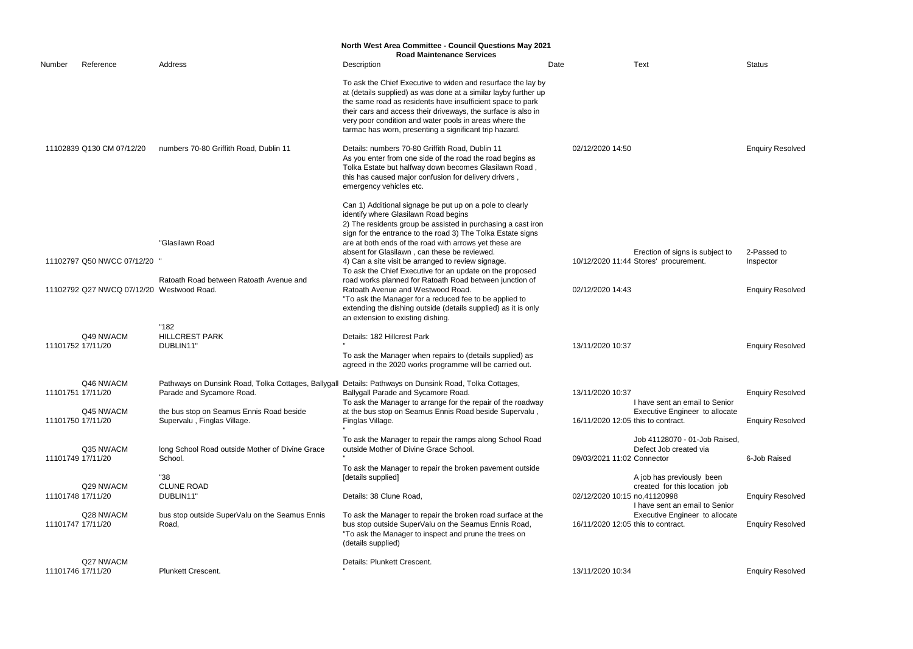**North West Area Committee - Council Questions May 2021**
**Road Maintenance Services**

| Number | Reference | Address | Description | Date | Text | Status |
|---|---|---|---|---|---|---|
| 11102839 | Q130 CM 07/12/20 | numbers 70-80 Griffith Road, Dublin 11 | To ask the Chief Executive to widen and resurface the lay by at (details supplied) as was done at a similar layby further up the same road as residents have insufficient space to park their cars and access their driveways, the surface is also in very poor condition and water pools in areas where the tarmac has worn, presenting a significant trip hazard. Details: numbers 70-80 Griffith Road, Dublin 11 | 02/12/2020 14:50 | | Enquiry Resolved |
| 11102797 | Q50 NWCC 07/12/20 | "Glasilawn Road " | As you enter from one side of the road the road begins as Tolka Estate but halfway down becomes Glasilawn Road , this has caused major confusion for delivery drivers , emergency vehicles etc. Can 1) Additional signage be put up on a pole to clearly identify where Glasilawn Road begins 2) The residents group be assisted in purchasing a cast iron sign for the entrance to the road 3) The Tolka Estate signs are at both ends of the road with arrows yet these are absent for Glasilawn , can these be reviewed. 4) Can a site visit be arranged to review signage. | 10/12/2020 11:44 | Erection of signs is subject to Stores' procurement. | 2-Passed to Inspector |
| 11102792 | Q27 NWCQ 07/12/20 | Ratoath Road between Ratoath Avenue and Westwood Road. | To ask the Chief Executive for an update on the proposed road works planned for Ratoath Road between junction of Ratoath Avenue and Westwood Road. | 02/12/2020 14:43 | | Enquiry Resolved |
| 11101752 | Q49 NWACM 17/11/20 | "182 HILLCREST PARK DUBLIN11" | "To ask the Manager for a reduced fee to be applied to extending the dishing outside (details supplied) as it is only an extension to existing dishing. Details: 182 Hillcrest Park " | 13/11/2020 10:37 | | Enquiry Resolved |
| 11101751 | Q46 NWACM 17/11/20 | Pathways on Dunsink Road, Tolka Cottages, Ballygall Parade and Sycamore Road. | To ask the Manager when repairs to (details supplied) as agreed in the 2020 works programme will be carried out. Details: Pathways on Dunsink Road, Tolka Cottages, Ballygall Parade and Sycamore Road. | 13/11/2020 10:37 | | Enquiry Resolved |
| 11101750 | Q45 NWACM 17/11/20 | the bus stop on Seamus Ennis Road beside Supervalu , Finglas Village. | To ask the Manager to arrange for the repair of the roadway at the bus stop on Seamus Ennis Road beside Supervalu , Finglas Village. " | 16/11/2020 12:05 | I have sent an email to Senior Executive Engineer to allocate this to contract. | Enquiry Resolved |
| 11101749 | Q35 NWACM 17/11/20 | long School Road outside Mother of Divine Grace School. | To ask the Manager to repair the ramps along School Road outside Mother of Divine Grace School. " | 09/03/2021 11:02 | Job 41128070 - 01-Job Raised, Defect Job created via Connector | 6-Job Raised |
| 11101748 | Q29 NWACM 17/11/20 | "38 CLUNE ROAD DUBLIN11" | To ask the Manager to repair the broken pavement outside [details supplied] Details: 38 Clune Road, | 02/12/2020 10:15 | A job has previously been created for this location job no,41120998 | Enquiry Resolved |
| 11101747 | Q28 NWACM 17/11/20 | bus stop outside SuperValu on the Seamus Ennis Road, | To ask the Manager to repair the broken road surface at the bus stop outside SuperValu on the Seamus Ennis Road, | 16/11/2020 12:05 | I have sent an email to Senior Executive Engineer to allocate this to contract. | Enquiry Resolved |
| 11101746 | Q27 NWACM 17/11/20 | Plunkett Crescent. | "To ask the Manager to inspect and prune the trees on (details supplied) Details: Plunkett Crescent. " | 13/11/2020 10:34 | | Enquiry Resolved |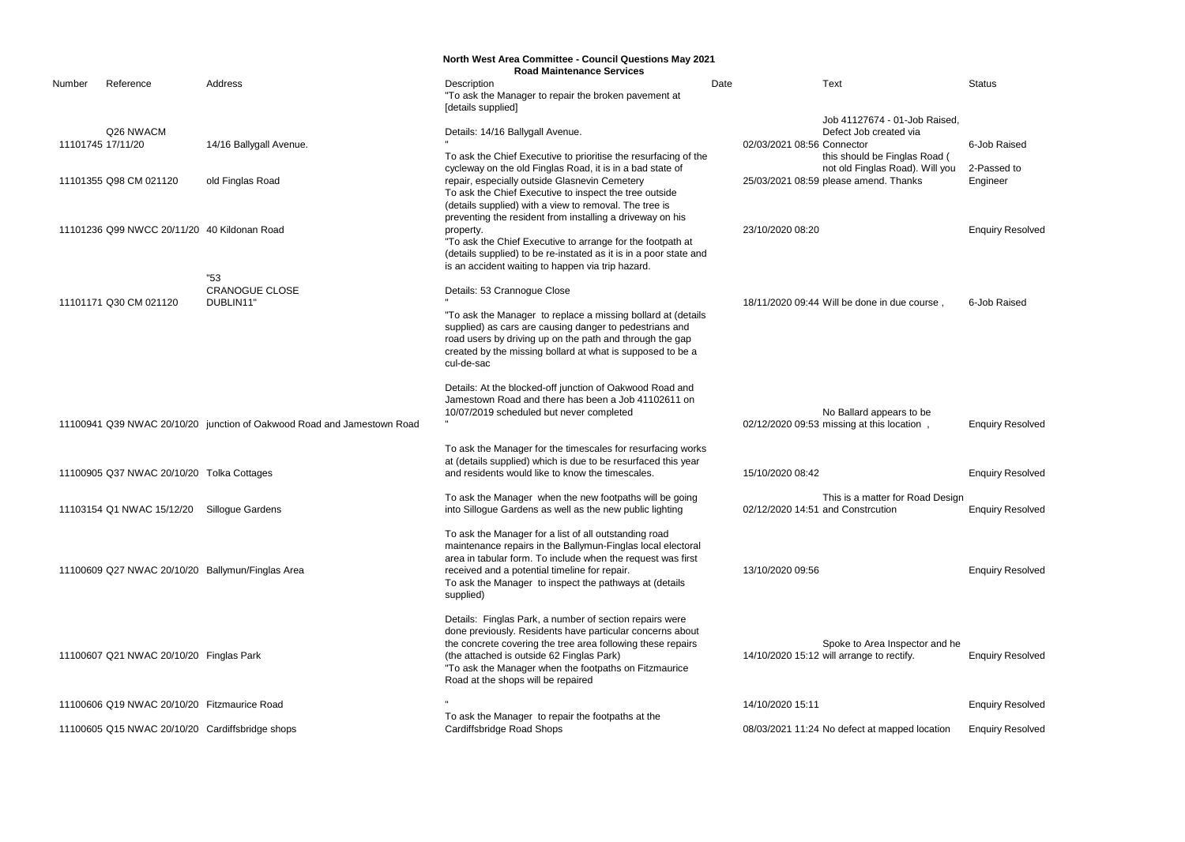# North West Area Committee - Council Questions May 2021

## Road Maintenance Services

| Number | Reference | Address | Description | Date | Text | Status |
|---|---|---|---|---|---|---|
| 11101745 | Q26 NWACM 17/11/20 | 14/16 Ballygall Avenue. | "To ask the Manager to repair the broken pavement at [details supplied]<br><br>Details: 14/16 Ballygall Avenue.<br>" | 02/03/2021 08:56 | Job 41127674 - 01-Job Raised, Defect Job created via Connector | 6-Job Raised |
| 11101355 | Q98 CM 021120 | old Finglas Road | To ask the Chief Executive to prioritise the resurfacing of the cycleway on the old Finglas Road, it is in a bad state of repair, especially outside Glasnevin Cemetery | 25/03/2021 08:59 | this should be Finglas Road ( not old Finglas Road). Will you please amend. Thanks | 2-Passed to Engineer |
| 11101236 | Q99 NWCC 20/11/20 | 40 Kildonan Road | To ask the Chief Executive to inspect the tree outside (details supplied) with a view to removal. The tree is preventing the resident from installing a driveway on his property. | 23/10/2020 08:20 | | Enquiry Resolved |
| 11101171 | Q30 CM 021120 | "53<br>CRANOGUE CLOSE<br>DUBLIN11" | "To ask the Chief Executive to arrange for the footpath at (details supplied) to be re-instated as it is in a poor state and is an accident waiting to happen via trip hazard.<br><br>Details: 53 Crannogue Close<br>" | 18/11/2020 09:44 | Will be done in due course , | 6-Job Raised |
| 11100941 | Q39 NWAC 20/10/20 | junction of Oakwood Road and Jamestown Road | "To ask the Manager to replace a missing bollard at (details supplied) as cars are causing danger to pedestrians and road users by driving up on the path and through the gap created by the missing bollard at what is supposed to be a cul-de-sac<br><br>Details: At the blocked-off junction of Oakwood Road and Jamestown Road and there has been a Job 41102611 on 10/07/2019 scheduled but never completed<br>" | 02/12/2020 09:53 | No Ballard appears to be missing at this location , | Enquiry Resolved |
| 11100905 | Q37 NWAC 20/10/20 | Tolka Cottages | To ask the Manager for the timescales for resurfacing works at (details supplied) which is due to be resurfaced this year and residents would like to know the timescales. | 15/10/2020 08:42 | | Enquiry Resolved |
| 11103154 | Q1 NWAC 15/12/20 | Sillogue Gardens | To ask the Manager when the new footpaths will be going into Sillogue Gardens as well as the new public lighting | 02/12/2020 14:51 | This is a matter for Road Design and Constrcution | Enquiry Resolved |
| 11100609 | Q27 NWAC 20/10/20 | Ballymun/Finglas Area | To ask the Manager for a list of all outstanding road maintenance repairs in the Ballymun-Finglas local electoral area in tabular form. To include when the request was first received and a potential timeline for repair. | 13/10/2020 09:56 | | Enquiry Resolved |
| 11100607 | Q21 NWAC 20/10/20 | Finglas Park | To ask the Manager to inspect the pathways at (details supplied)<br><br>Details: Finglas Park, a number of section repairs were done previously. Residents have particular concerns about the concrete covering the tree area following these repairs (the attached is outside 62 Finglas Park) | 14/10/2020 15:12 | Spoke to Area Inspector and he will arrange to rectify. | Enquiry Resolved |
| 11100606 | Q19 NWAC 20/10/20 | Fitzmaurice Road | "To ask the Manager when the footpaths on Fitzmaurice Road at the shops will be repaired<br>" | 14/10/2020 15:11 | | Enquiry Resolved |
| 11100605 | Q15 NWAC 20/10/20 | Cardiffsbridge shops | To ask the Manager to repair the footpaths at the Cardiffsbridge Road Shops | 08/03/2021 11:24 | No defect at mapped location | Enquiry Resolved |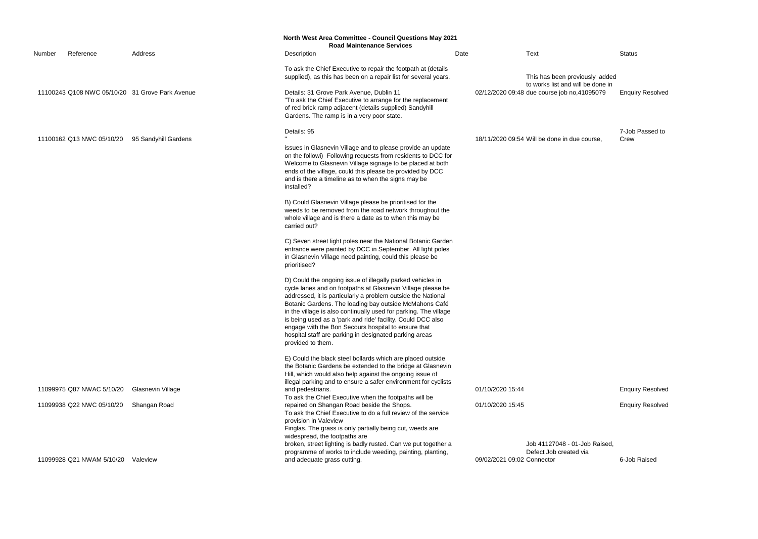## North West Area Committee - Council Questions May 2021
### Road Maintenance Services

| Number | Reference | Address | Description | Date | Text | Status |
|---|---|---|---|---|---|---|
| 11100243 | Q108 NWC 05/10/20 | 31 Grove Park Avenue | To ask the Chief Executive to repair the footpath at (details supplied), as this has been on a repair list for several years.<br><br>Details: 31 Grove Park Avenue, Dublin 11 | 02/12/2020 09:48 | This has been previously added to works list and will be done in due course job no,41095079 | Enquiry Resolved |
| 11100162 | Q13 NWC 05/10/20 | 95 Sandyhill Gardens | "To ask the Chief Executive to arrange for the replacement of red brick ramp adjacent (details supplied) Sandyhill Gardens. The ramp is in a very poor state.<br><br>Details: 95<br>" | 18/11/2020 09:54 | Will be done in due course, | 7-Job Passed to Crew |
| 11099975 | Q87 NWAC 5/10/20 | Glasnevin Village | issues in Glasnevin Village and to please provide an update on the followi) Following requests from residents to DCC for Welcome to Glasnevin Village signage to be placed at both ends of the village, could this please be provided by DCC and is there a timeline as to when the signs may be installed?<br><br>B) Could Glasnevin Village please be prioritised for the weeds to be removed from the road network throughout the whole village and is there a date as to when this may be carried out?<br><br>C) Seven street light poles near the National Botanic Garden entrance were painted by DCC in September. All light poles in Glasnevin Village need painting, could this please be prioritised?<br><br>D) Could the ongoing issue of illegally parked vehicles in cycle lanes and on footpaths at Glasnevin Village please be addressed, it is particularly a problem outside the National Botanic Gardens. The loading bay outside McMahons Café in the village is also continually used for parking. The village is being used as a 'park and ride' facility. Could DCC also engage with the Bon Secours hospital to ensure that hospital staff are parking in designated parking areas provided to them.<br><br>E) Could the black steel bollards which are placed outside the Botanic Gardens be extended to the bridge at Glasnevin Hill, which would also help against the ongoing issue of illegal parking and to ensure a safer environment for cyclists and pedestrians. | 01/10/2020 15:44 | | Enquiry Resolved |
| 11099938 | Q22 NWC 05/10/20 | Shangan Road | To ask the Chief Executive when the footpaths will be repaired on Shangan Road beside the Shops. | 01/10/2020 15:45 | | Enquiry Resolved |
| 11099928 | Q21 NWAM 5/10/20 | Valeview | To ask the Chief Executive to do a full review of the service provision in Valeview<br>Finglas. The grass is only partially being cut, weeds are widespread, the footpaths are<br>broken, street lighting is badly rusted. Can we put together a programme of works to include weeding, painting, planting, and adequate grass cutting. | 09/02/2021 09:02 | Job 41127048 - 01-Job Raised, Defect Job created via Connector | 6-Job Raised |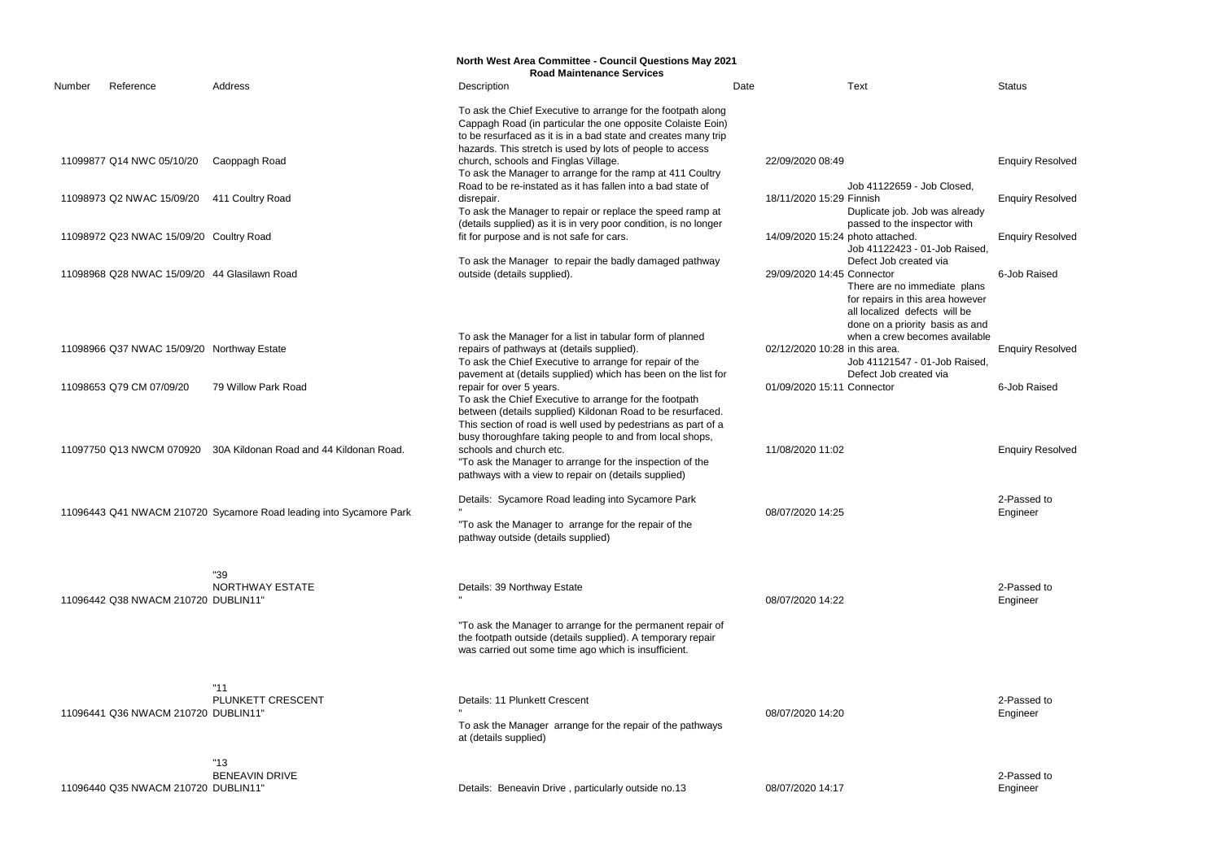# North West Area Committee - Council Questions May 2021

## Road Maintenance Services

| Number | Reference | Address | Description | Date | Text | Status |
|---|---|---|---|---|---|---|
| 11099877 | Q14 NWC 05/10/20 | Caoppagh Road | To ask the Chief Executive to arrange for the footpath along Cappagh Road (in particular the one opposite Colaiste Eoin) to be resurfaced as it is in a bad state and creates many trip hazards. This stretch is used by lots of people to access church, schools and Finglas Village. | 22/09/2020 08:49 | | Enquiry Resolved |
| 11098973 | Q2 NWAC 15/09/20 | 411 Coultry Road | To ask the Manager to arrange for the ramp at 411 Coultry Road to be re-instated as it has fallen into a bad state of disrepair. | 18/11/2020 15:29 | Job 41122659 - Job Closed, Finnish | Enquiry Resolved |
| 11098972 | Q23 NWAC 15/09/20 | Coultry Road | To ask the Manager to repair or replace the speed ramp at (details supplied) as it is in very poor condition, is no longer fit for purpose and is not safe for cars. | 14/09/2020 15:24 | Duplicate job. Job was already passed to the inspector with photo attached. | Enquiry Resolved |
| 11098968 | Q28 NWAC 15/09/20 | 44 Glasilawn Road | To ask the Manager to repair the badly damaged pathway outside (details supplied). | 29/09/2020 14:45 | Job 41122423 - 01-Job Raised, Defect Job created via Connector | 6-Job Raised |
| 11098966 | Q37 NWAC 15/09/20 | Northway Estate | To ask the Manager for a list in tabular form of planned repairs of pathways at (details supplied). | 02/12/2020 10:28 | There are no immediate plans for repairs in this area however all localized defects will be done on a priority basis as and when a crew becomes available in this area. | Enquiry Resolved |
| 11098653 | Q79 CM 07/09/20 | 79 Willow Park Road | To ask the Chief Executive to arrange for repair of the pavement at (details supplied) which has been on the list for repair for over 5 years. | 01/09/2020 15:11 | Job 41121547 - 01-Job Raised, Defect Job created via Connector | 6-Job Raised |
| 11097750 | Q13 NWCM 070920 | 30A Kildonan Road and 44 Kildonan Road. | To ask the Chief Executive to arrange for the footpath between (details supplied) Kildonan Road to be resurfaced. This section of road is well used by pedestrians as part of a busy thoroughfare taking people to and from local shops, schools and church etc. | 11/08/2020 11:02 | | Enquiry Resolved |
| 11096443 | Q41 NWACM 210720 | Sycamore Road leading into Sycamore Park | "To ask the Manager to arrange for the inspection of the pathways with a view to repair on (details supplied)<br><br>Details: Sycamore Road leading into Sycamore Park<br>" | 08/07/2020 14:25 | | 2-Passed to Engineer |
| 11096442 | Q38 NWACM 210720 | "39 NORTHWAY ESTATE DUBLIN11" | "To ask the Manager to arrange for the repair of the pathway outside (details supplied)<br><br>Details: 39 Northway Estate<br>" | 08/07/2020 14:22 | | 2-Passed to Engineer |
| 11096441 | Q36 NWACM 210720 | "11 PLUNKETT CRESCENT DUBLIN11" | "To ask the Manager to arrange for the permanent repair of the footpath outside (details supplied). A temporary repair was carried out some time ago which is insufficient.<br><br>Details: 11 Plunkett Crescent<br>" | 08/07/2020 14:20 | | 2-Passed to Engineer |
| 11096440 | Q35 NWACM 210720 | "13 BENEAVIN DRIVE DUBLIN11" | To ask the Manager arrange for the repair of the pathways at (details supplied)<br><br>Details: Beneavin Drive , particularly outside no.13 | 08/07/2020 14:17 | | 2-Passed to Engineer |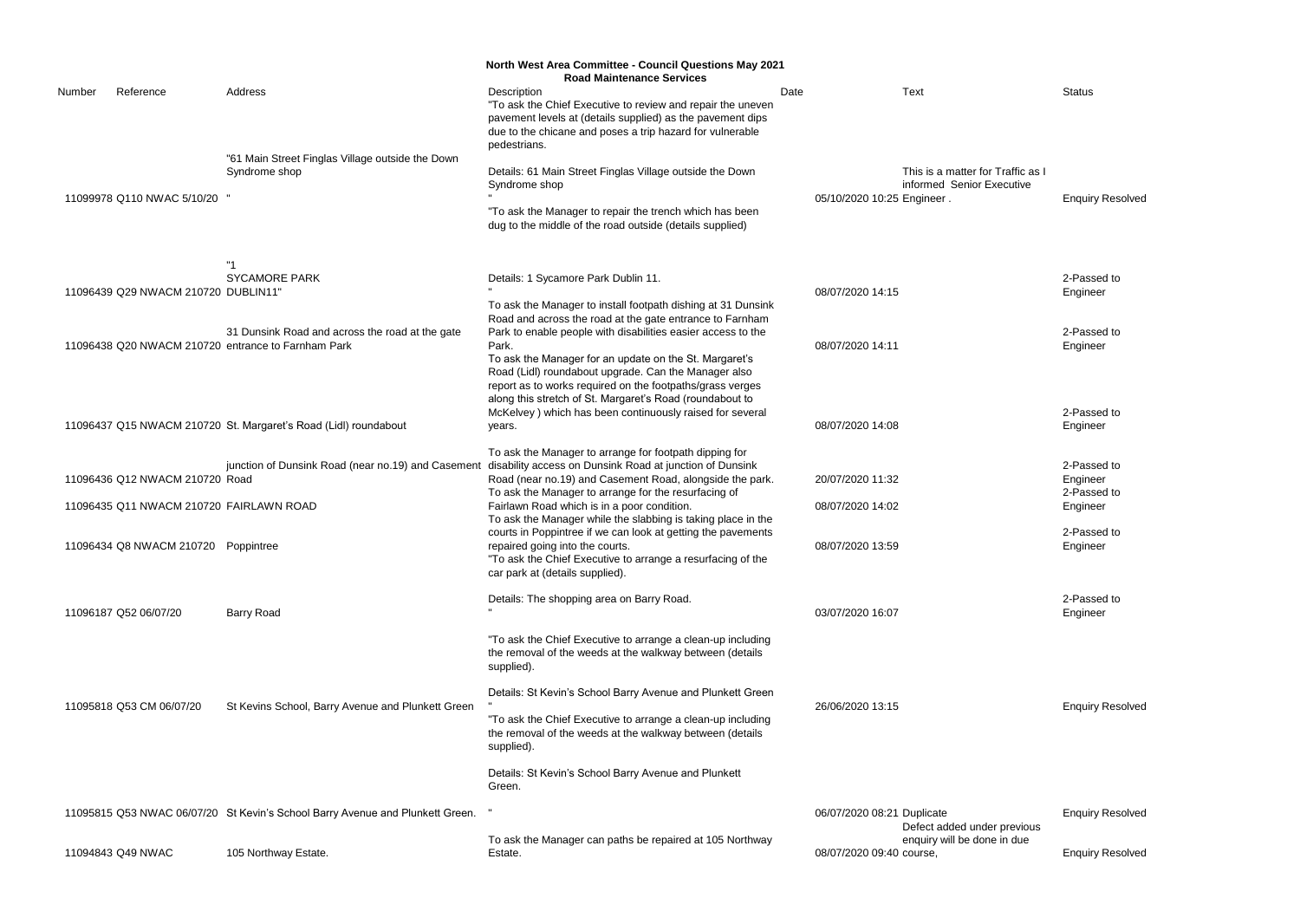**North West Area Committee - Council Questions May 2021**
**Road Maintenance Services**

| Number | Reference | Address | Description | Date | Text | Status |
|---|---|---|---|---|---|---|
| 11099978 | Q110 NWAC 5/10/20 | "61 Main Street Finglas Village outside the Down Syndrome shop " | "To ask the Chief Executive to review and repair the uneven pavement levels at (details supplied) as the pavement dips due to the chicane and poses a trip hazard for vulnerable pedestrians. Details: 61 Main Street Finglas Village outside the Down Syndrome shop " | 05/10/2020 10:25 | This is a matter for Traffic as I informed Senior Executive Engineer . | Enquiry Resolved |
| 11096439 | Q29 NWACM 210720 | "1 SYCAMORE PARK DUBLIN11" | "To ask the Manager to repair the trench which has been dug to the middle of the road outside (details supplied) Details: 1 Sycamore Park Dublin 11. " | 08/07/2020 14:15 | | 2-Passed to Engineer |
| 11096438 | Q20 NWACM 210720 | 31 Dunsink Road and across the road at the gate entrance to Farnham Park | To ask the Manager to install footpath dishing at 31 Dunsink Road and across the road at the gate entrance to Farnham Park to enable people with disabilities easier access to the Park. | 08/07/2020 14:11 | | 2-Passed to Engineer |
| 11096437 | Q15 NWACM 210720 | St. Margaret's Road (Lidl) roundabout | To ask the Manager for an update on the St. Margaret's Road (Lidl) roundabout upgrade. Can the Manager also report as to works required on the footpaths/grass verges along this stretch of St. Margaret's Road (roundabout to McKelvey ) which has been continuously raised for several years. | 08/07/2020 14:08 | | 2-Passed to Engineer |
| 11096436 | Q12 NWACM 210720 | junction of Dunsink Road (near no.19) and Casement Road | To ask the Manager to arrange for footpath dipping for disability access on Dunsink Road at junction of Dunsink Road (near no.19) and Casement Road, alongside the park. | 20/07/2020 11:32 | | 2-Passed to Engineer |
| 11096435 | Q11 NWACM 210720 | FAIRLAWN ROAD | To ask the Manager to arrange for the resurfacing of Fairlawn Road which is in a poor condition. | 08/07/2020 14:02 | | 2-Passed to Engineer |
| 11096434 | Q8 NWACM 210720 | Poppintree | To ask the Manager while the slabbing is taking place in the courts in Poppintree if we can look at getting the pavements repaired going into the courts. | 08/07/2020 13:59 | | 2-Passed to Engineer |
| 11096187 | Q52 06/07/20 | Barry Road | "To ask the Chief Executive to arrange a resurfacing of the car park at (details supplied). Details: The shopping area on Barry Road. " | 03/07/2020 16:07 | | 2-Passed to Engineer |
| 11095818 | Q53 CM 06/07/20 | St Kevins School, Barry Avenue and Plunkett Green | "To ask the Chief Executive to arrange a clean-up including the removal of the weeds at the walkway between (details supplied). Details: St Kevin's School Barry Avenue and Plunkett Green " | 26/06/2020 13:15 | | Enquiry Resolved |
| 11095815 | Q53 NWAC 06/07/20 | St Kevin's School Barry Avenue and Plunkett Green. | "To ask the Chief Executive to arrange a clean-up including the removal of the weeds at the walkway between (details supplied). Details: St Kevin's School Barry Avenue and Plunkett Green. " | 06/07/2020 08:21 | Duplicate | Enquiry Resolved |
| 11094843 | Q49 NWAC | 105 Northway Estate. | To ask the Manager can paths be repaired at 105 Northway Estate. | 08/07/2020 09:40 | Defect added under previous enquiry will be done in due course, | Enquiry Resolved |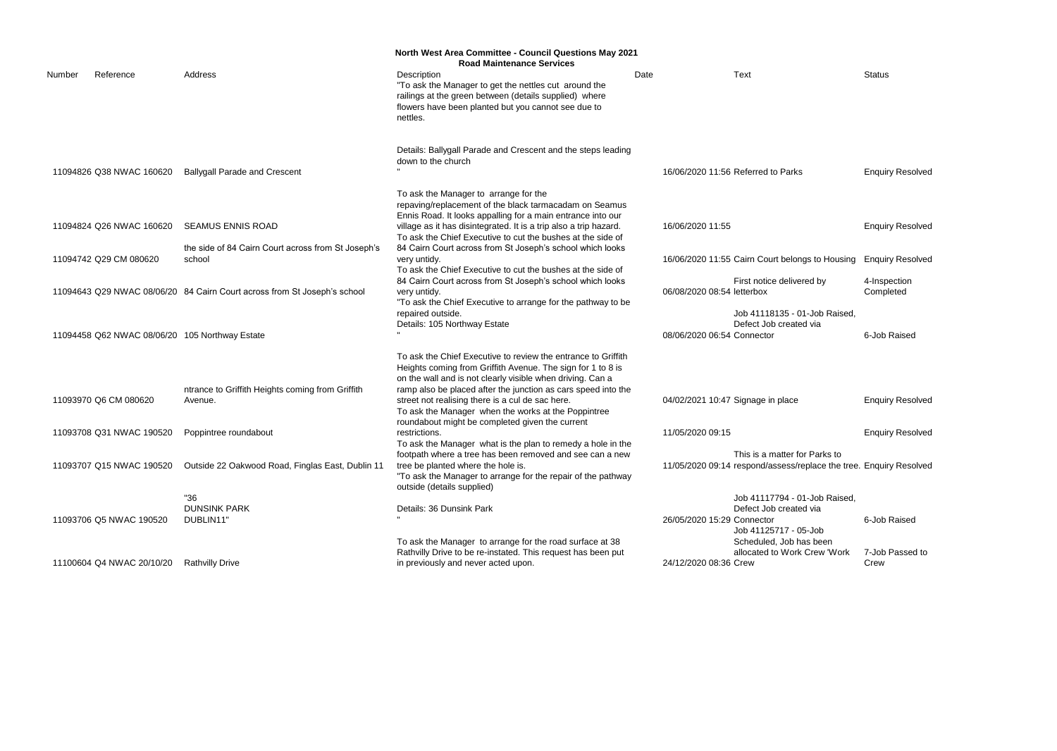# North West Area Committee - Council Questions May 2021

## Road Maintenance Services

| Number | Reference | Address | Description | Date | Text | Status |
|---|---|---|---|---|---|---|
| 11094826 | Q38 NWAC 160620 | Ballygall Parade and Crescent | "To ask the Manager to get the nettles cut around the railings at the green between (details supplied) where flowers have been planted but you cannot see due to nettles.<br><br>Details: Ballygall Parade and Crescent and the steps leading down to the church<br>" | 16/06/2020 11:56 | Referred to Parks | Enquiry Resolved |
| 11094824 | Q26 NWAC 160620 | SEAMUS ENNIS ROAD | To ask the Manager to arrange for the repaving/replacement of the black tarmacadam on Seamus Ennis Road. It looks appalling for a main entrance into our village as it has disintegrated. It is a trip also a trip hazard. | 16/06/2020 11:55 | | Enquiry Resolved |
| 11094742 | Q29 CM 080620 | the side of 84 Cairn Court across from St Joseph's school | To ask the Chief Executive to cut the bushes at the side of 84 Cairn Court across from St Joseph's school which looks very untidy. | 16/06/2020 11:55 | Cairn Court belongs to Housing | Enquiry Resolved |
| 11094643 | Q29 NWAC 08/06/20 | 84 Cairn Court across from St Joseph's school | To ask the Chief Executive to cut the bushes at the side of 84 Cairn Court across from St Joseph's school which looks very untidy. | 06/08/2020 08:54 | First notice delivered by letterbox | 4-Inspection Completed |
| 11094458 | Q62 NWAC 08/06/20 | 105 Northway Estate | "To ask the Chief Executive to arrange for the pathway to be repaired outside.<br>Details: 105 Northway Estate<br>" | 08/06/2020 06:54 | Job 41118135 - 01-Job Raised, Defect Job created via Connector | 6-Job Raised |
| 11093970 | Q6 CM 080620 | ntrance to Griffith Heights coming from Griffith Avenue. | To ask the Chief Executive to review the entrance to Griffith Heights coming from Griffith Avenue. The sign for 1 to 8 is on the wall and is not clearly visible when driving. Can a ramp also be placed after the junction as cars speed into the street not realising there is a cul de sac here. | 04/02/2021 10:47 | Signage in place | Enquiry Resolved |
| 11093708 | Q31 NWAC 190520 | Poppintree roundabout | To ask the Manager when the works at the Poppintree roundabout might be completed given the current restrictions. | 11/05/2020 09:15 | | Enquiry Resolved |
| 11093707 | Q15 NWAC 190520 | Outside 22 Oakwood Road, Finglas East, Dublin 11 | To ask the Manager what is the plan to remedy a hole in the footpath where a tree has been removed and see can a new tree be planted where the hole is. | 11/05/2020 09:14 | This is a matter for Parks to respond/assess/replace the tree. | Enquiry Resolved |
| 11093706 | Q5 NWAC 190520 | "36<br>DUNSINK PARK<br>DUBLIN11" | "To ask the Manager to arrange for the repair of the pathway outside (details supplied)<br><br>Details: 36 Dunsink Park<br>" | 26/05/2020 15:29 | Job 41117794 - 01-Job Raised, Defect Job created via Connector | 6-Job Raised |
| 11100604 | Q4 NWAC 20/10/20 | Rathvilly Drive | To ask the Manager to arrange for the road surface at 38 Rathvilly Drive to be re-instated. This request has been put in previously and never acted upon. | 24/12/2020 08:36 | Job 41125717 - 05-Job Scheduled, Job has been allocated to Work Crew 'Work Crew | 7-Job Passed to Crew |